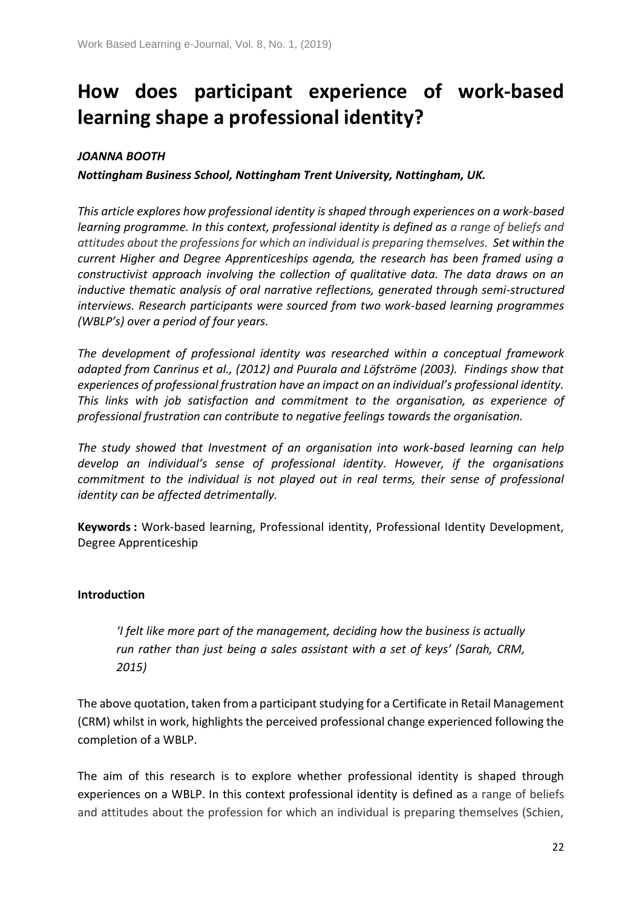# How does participant experience of work-based learning shape a professional identity?

***JOANNA BOOTH***

***Nottingham Business School, Nottingham Trent University, Nottingham, UK.***

*This article explores how professional identity is shaped through experiences on a work-based learning programme. In this context, professional identity is defined as a range of beliefs and attitudes about the professions for which an individual is preparing themselves. Set within the current Higher and Degree Apprenticeships agenda, the research has been framed using a constructivist approach involving the collection of qualitative data. The data draws on an inductive thematic analysis of oral narrative reflections, generated through semi-structured interviews. Research participants were sourced from two work-based learning programmes (WBLP's) over a period of four years.*

*The development of professional identity was researched within a conceptual framework adapted from Canrinus et al., (2012) and Puurala and Löfströme (2003). Findings show that experiences of professional frustration have an impact on an individual's professional identity. This links with job satisfaction and commitment to the organisation, as experience of professional frustration can contribute to negative feelings towards the organisation.*

*The study showed that Investment of an organisation into work-based learning can help develop an individual's sense of professional identity. However, if the organisations commitment to the individual is not played out in real terms, their sense of professional identity can be affected detrimentally.*

**Keywords :** Work-based learning, Professional identity, Professional Identity Development, Degree Apprenticeship

## Introduction

> *'I felt like more part of the management, deciding how the business is actually run rather than just being a sales assistant with a set of keys' (Sarah, CRM, 2015)*

The above quotation, taken from a participant studying for a Certificate in Retail Management (CRM) whilst in work, highlights the perceived professional change experienced following the completion of a WBLP.

The aim of this research is to explore whether professional identity is shaped through experiences on a WBLP. In this context professional identity is defined as a range of beliefs and attitudes about the profession for which an individual is preparing themselves (Schien,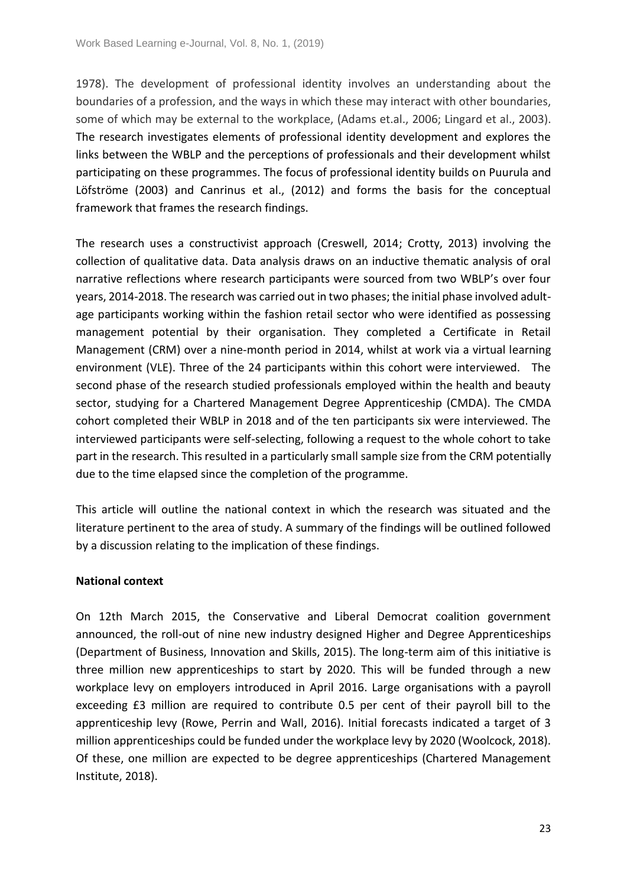1978). The development of professional identity involves an understanding about the boundaries of a profession, and the ways in which these may interact with other boundaries, some of which may be external to the workplace, (Adams et.al., 2006; Lingard et al., 2003). The research investigates elements of professional identity development and explores the links between the WBLP and the perceptions of professionals and their development whilst participating on these programmes. The focus of professional identity builds on Puurula and Löfströme (2003) and Canrinus et al., (2012) and forms the basis for the conceptual framework that frames the research findings.

The research uses a constructivist approach (Creswell, 2014; Crotty, 2013) involving the collection of qualitative data. Data analysis draws on an inductive thematic analysis of oral narrative reflections where research participants were sourced from two WBLP's over four years, 2014-2018. The research was carried out in two phases; the initial phase involved adult-age participants working within the fashion retail sector who were identified as possessing management potential by their organisation. They completed a Certificate in Retail Management (CRM) over a nine-month period in 2014, whilst at work via a virtual learning environment (VLE). Three of the 24 participants within this cohort were interviewed. The second phase of the research studied professionals employed within the health and beauty sector, studying for a Chartered Management Degree Apprenticeship (CMDA). The CMDA cohort completed their WBLP in 2018 and of the ten participants six were interviewed. The interviewed participants were self-selecting, following a request to the whole cohort to take part in the research. This resulted in a particularly small sample size from the CRM potentially due to the time elapsed since the completion of the programme.

This article will outline the national context in which the research was situated and the literature pertinent to the area of study. A summary of the findings will be outlined followed by a discussion relating to the implication of these findings.

**National context**

On 12th March 2015, the Conservative and Liberal Democrat coalition government announced, the roll-out of nine new industry designed Higher and Degree Apprenticeships (Department of Business, Innovation and Skills, 2015). The long-term aim of this initiative is three million new apprenticeships to start by 2020. This will be funded through a new workplace levy on employers introduced in April 2016. Large organisations with a payroll exceeding £3 million are required to contribute 0.5 per cent of their payroll bill to the apprenticeship levy (Rowe, Perrin and Wall, 2016). Initial forecasts indicated a target of 3 million apprenticeships could be funded under the workplace levy by 2020 (Woolcock, 2018). Of these, one million are expected to be degree apprenticeships (Chartered Management Institute, 2018).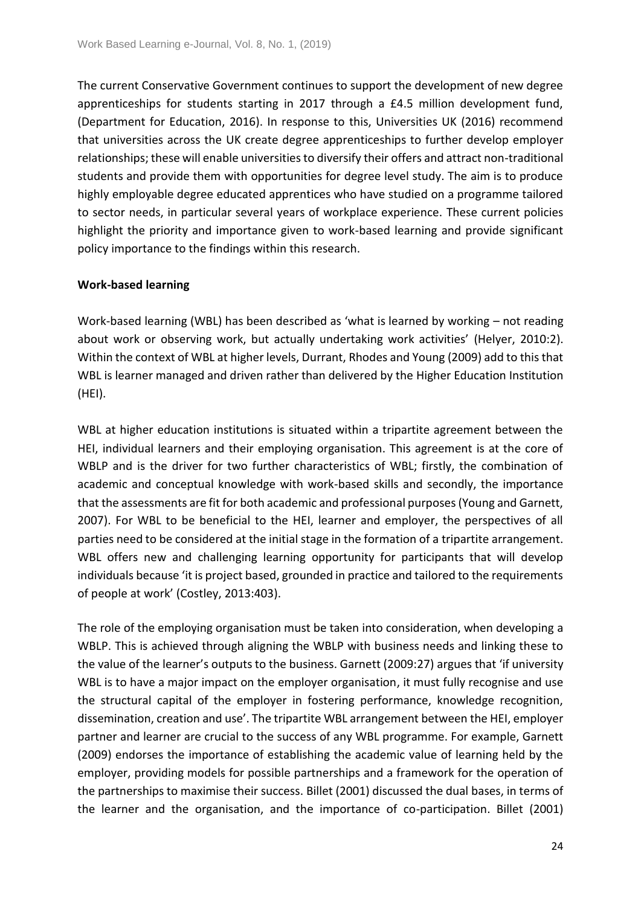The current Conservative Government continues to support the development of new degree apprenticeships for students starting in 2017 through a £4.5 million development fund, (Department for Education, 2016). In response to this, Universities UK (2016) recommend that universities across the UK create degree apprenticeships to further develop employer relationships; these will enable universities to diversify their offers and attract non-traditional students and provide them with opportunities for degree level study. The aim is to produce highly employable degree educated apprentices who have studied on a programme tailored to sector needs, in particular several years of workplace experience. These current policies highlight the priority and importance given to work-based learning and provide significant policy importance to the findings within this research.

**Work-based learning**

Work-based learning (WBL) has been described as 'what is learned by working – not reading about work or observing work, but actually undertaking work activities' (Helyer, 2010:2). Within the context of WBL at higher levels, Durrant, Rhodes and Young (2009) add to this that WBL is learner managed and driven rather than delivered by the Higher Education Institution (HEI).

WBL at higher education institutions is situated within a tripartite agreement between the HEI, individual learners and their employing organisation. This agreement is at the core of WBLP and is the driver for two further characteristics of WBL; firstly, the combination of academic and conceptual knowledge with work-based skills and secondly, the importance that the assessments are fit for both academic and professional purposes (Young and Garnett, 2007). For WBL to be beneficial to the HEI, learner and employer, the perspectives of all parties need to be considered at the initial stage in the formation of a tripartite arrangement. WBL offers new and challenging learning opportunity for participants that will develop individuals because 'it is project based, grounded in practice and tailored to the requirements of people at work' (Costley, 2013:403).

The role of the employing organisation must be taken into consideration, when developing a WBLP. This is achieved through aligning the WBLP with business needs and linking these to the value of the learner's outputs to the business. Garnett (2009:27) argues that 'if university WBL is to have a major impact on the employer organisation, it must fully recognise and use the structural capital of the employer in fostering performance, knowledge recognition, dissemination, creation and use'. The tripartite WBL arrangement between the HEI, employer partner and learner are crucial to the success of any WBL programme. For example, Garnett (2009) endorses the importance of establishing the academic value of learning held by the employer, providing models for possible partnerships and a framework for the operation of the partnerships to maximise their success. Billet (2001) discussed the dual bases, in terms of the learner and the organisation, and the importance of co-participation. Billet (2001)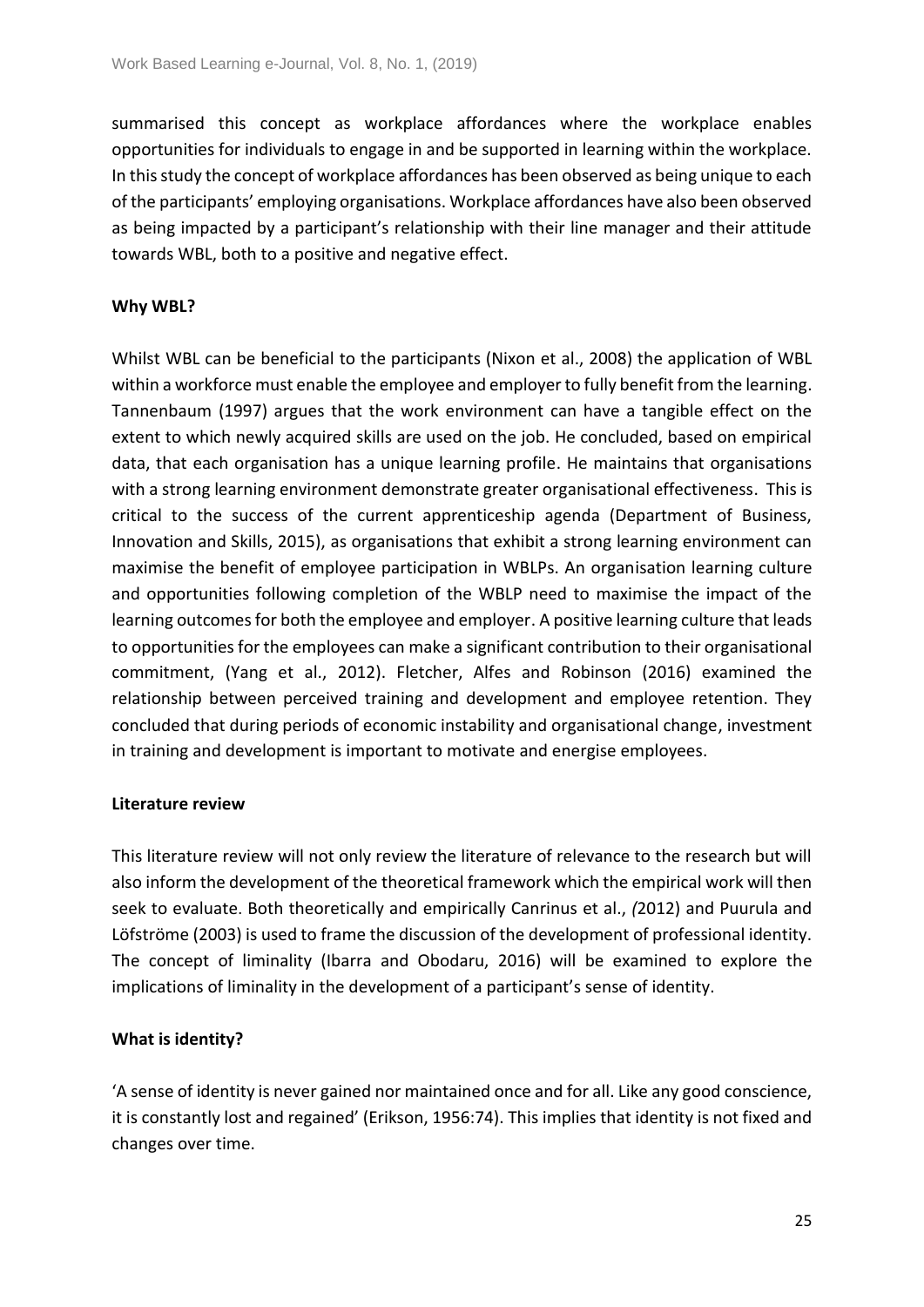summarised this concept as workplace affordances where the workplace enables opportunities for individuals to engage in and be supported in learning within the workplace. In this study the concept of workplace affordances has been observed as being unique to each of the participants' employing organisations. Workplace affordances have also been observed as being impacted by a participant's relationship with their line manager and their attitude towards WBL, both to a positive and negative effect.

**Why WBL?**

Whilst WBL can be beneficial to the participants (Nixon et al., 2008) the application of WBL within a workforce must enable the employee and employer to fully benefit from the learning. Tannenbaum (1997) argues that the work environment can have a tangible effect on the extent to which newly acquired skills are used on the job. He concluded, based on empirical data, that each organisation has a unique learning profile. He maintains that organisations with a strong learning environment demonstrate greater organisational effectiveness. This is critical to the success of the current apprenticeship agenda (Department of Business, Innovation and Skills, 2015), as organisations that exhibit a strong learning environment can maximise the benefit of employee participation in WBLPs. An organisation learning culture and opportunities following completion of the WBLP need to maximise the impact of the learning outcomes for both the employee and employer. A positive learning culture that leads to opportunities for the employees can make a significant contribution to their organisational commitment, (Yang et al., 2012). Fletcher, Alfes and Robinson (2016) examined the relationship between perceived training and development and employee retention. They concluded that during periods of economic instability and organisational change, investment in training and development is important to motivate and energise employees.

**Literature review**

This literature review will not only review the literature of relevance to the research but will also inform the development of the theoretical framework which the empirical work will then seek to evaluate. Both theoretically and empirically Canrinus et al., *(*2012) and Puurula and Löfströme (2003) is used to frame the discussion of the development of professional identity. The concept of liminality (Ibarra and Obodaru, 2016) will be examined to explore the implications of liminality in the development of a participant's sense of identity.

**What is identity?**

'A sense of identity is never gained nor maintained once and for all. Like any good conscience, it is constantly lost and regained' (Erikson, 1956:74). This implies that identity is not fixed and changes over time.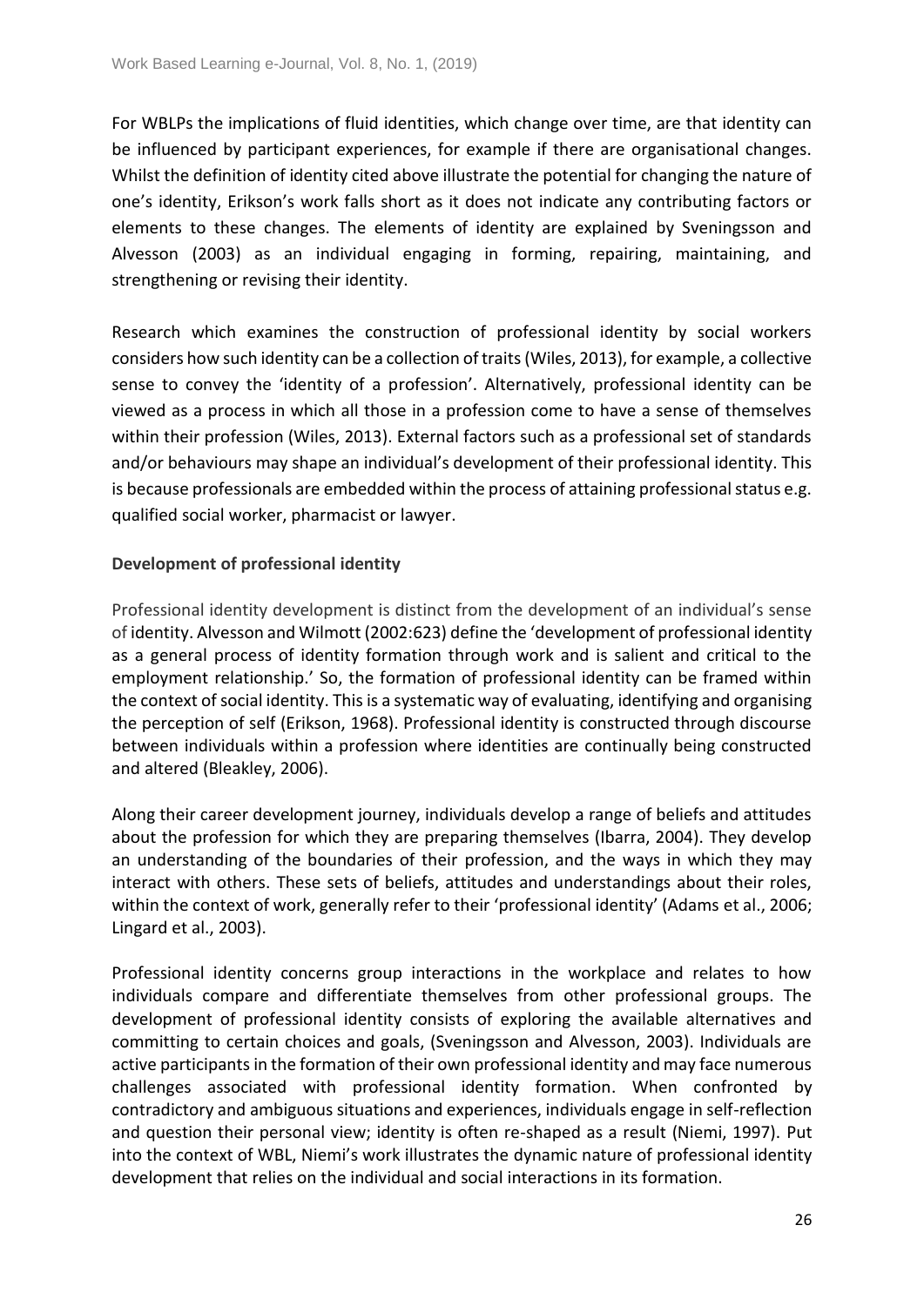For WBLPs the implications of fluid identities, which change over time, are that identity can be influenced by participant experiences, for example if there are organisational changes. Whilst the definition of identity cited above illustrate the potential for changing the nature of one's identity, Erikson's work falls short as it does not indicate any contributing factors or elements to these changes. The elements of identity are explained by Sveningsson and Alvesson (2003) as an individual engaging in forming, repairing, maintaining, and strengthening or revising their identity.

Research which examines the construction of professional identity by social workers considers how such identity can be a collection of traits (Wiles, 2013), for example, a collective sense to convey the 'identity of a profession'. Alternatively, professional identity can be viewed as a process in which all those in a profession come to have a sense of themselves within their profession (Wiles, 2013). External factors such as a professional set of standards and/or behaviours may shape an individual's development of their professional identity. This is because professionals are embedded within the process of attaining professional status e.g. qualified social worker, pharmacist or lawyer.

**Development of professional identity**

Professional identity development is distinct from the development of an individual's sense of identity. Alvesson and Wilmott (2002:623) define the 'development of professional identity as a general process of identity formation through work and is salient and critical to the employment relationship.' So, the formation of professional identity can be framed within the context of social identity. This is a systematic way of evaluating, identifying and organising the perception of self (Erikson, 1968). Professional identity is constructed through discourse between individuals within a profession where identities are continually being constructed and altered (Bleakley, 2006).

Along their career development journey, individuals develop a range of beliefs and attitudes about the profession for which they are preparing themselves (Ibarra, 2004). They develop an understanding of the boundaries of their profession, and the ways in which they may interact with others. These sets of beliefs, attitudes and understandings about their roles, within the context of work, generally refer to their 'professional identity' (Adams et al., 2006; Lingard et al., 2003).

Professional identity concerns group interactions in the workplace and relates to how individuals compare and differentiate themselves from other professional groups. The development of professional identity consists of exploring the available alternatives and committing to certain choices and goals, (Sveningsson and Alvesson, 2003). Individuals are active participants in the formation of their own professional identity and may face numerous challenges associated with professional identity formation. When confronted by contradictory and ambiguous situations and experiences, individuals engage in self-reflection and question their personal view; identity is often re-shaped as a result (Niemi, 1997). Put into the context of WBL, Niemi's work illustrates the dynamic nature of professional identity development that relies on the individual and social interactions in its formation.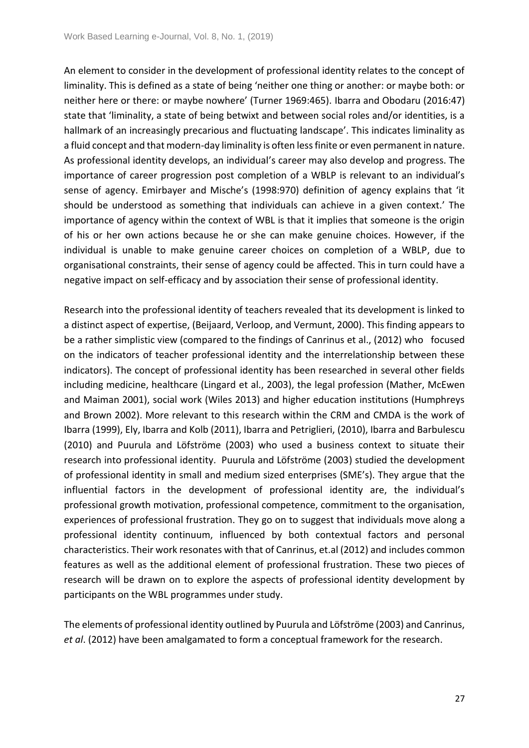An element to consider in the development of professional identity relates to the concept of liminality. This is defined as a state of being 'neither one thing or another: or maybe both: or neither here or there: or maybe nowhere' (Turner 1969:465). Ibarra and Obodaru (2016:47) state that 'liminality, a state of being betwixt and between social roles and/or identities, is a hallmark of an increasingly precarious and fluctuating landscape'. This indicates liminality as a fluid concept and that modern-day liminality is often less finite or even permanent in nature. As professional identity develops, an individual's career may also develop and progress. The importance of career progression post completion of a WBLP is relevant to an individual's sense of agency. Emirbayer and Mische's (1998:970) definition of agency explains that 'it should be understood as something that individuals can achieve in a given context.' The importance of agency within the context of WBL is that it implies that someone is the origin of his or her own actions because he or she can make genuine choices. However, if the individual is unable to make genuine career choices on completion of a WBLP, due to organisational constraints, their sense of agency could be affected. This in turn could have a negative impact on self-efficacy and by association their sense of professional identity.

Research into the professional identity of teachers revealed that its development is linked to a distinct aspect of expertise, (Beijaard, Verloop, and Vermunt, 2000). This finding appears to be a rather simplistic view (compared to the findings of Canrinus et al., (2012) who focused on the indicators of teacher professional identity and the interrelationship between these indicators). The concept of professional identity has been researched in several other fields including medicine, healthcare (Lingard et al., 2003), the legal profession (Mather, McEwen and Maiman 2001), social work (Wiles 2013) and higher education institutions (Humphreys and Brown 2002). More relevant to this research within the CRM and CMDA is the work of Ibarra (1999), Ely, Ibarra and Kolb (2011), Ibarra and Petriglieri, (2010), Ibarra and Barbulescu (2010) and Puurula and Löfströme (2003) who used a business context to situate their research into professional identity. Puurula and Löfströme (2003) studied the development of professional identity in small and medium sized enterprises (SME's). They argue that the influential factors in the development of professional identity are, the individual's professional growth motivation, professional competence, commitment to the organisation, experiences of professional frustration. They go on to suggest that individuals move along a professional identity continuum, influenced by both contextual factors and personal characteristics. Their work resonates with that of Canrinus, et.al (2012) and includes common features as well as the additional element of professional frustration. These two pieces of research will be drawn on to explore the aspects of professional identity development by participants on the WBL programmes under study.

The elements of professional identity outlined by Puurula and Löfströme (2003) and Canrinus, *et al*. (2012) have been amalgamated to form a conceptual framework for the research.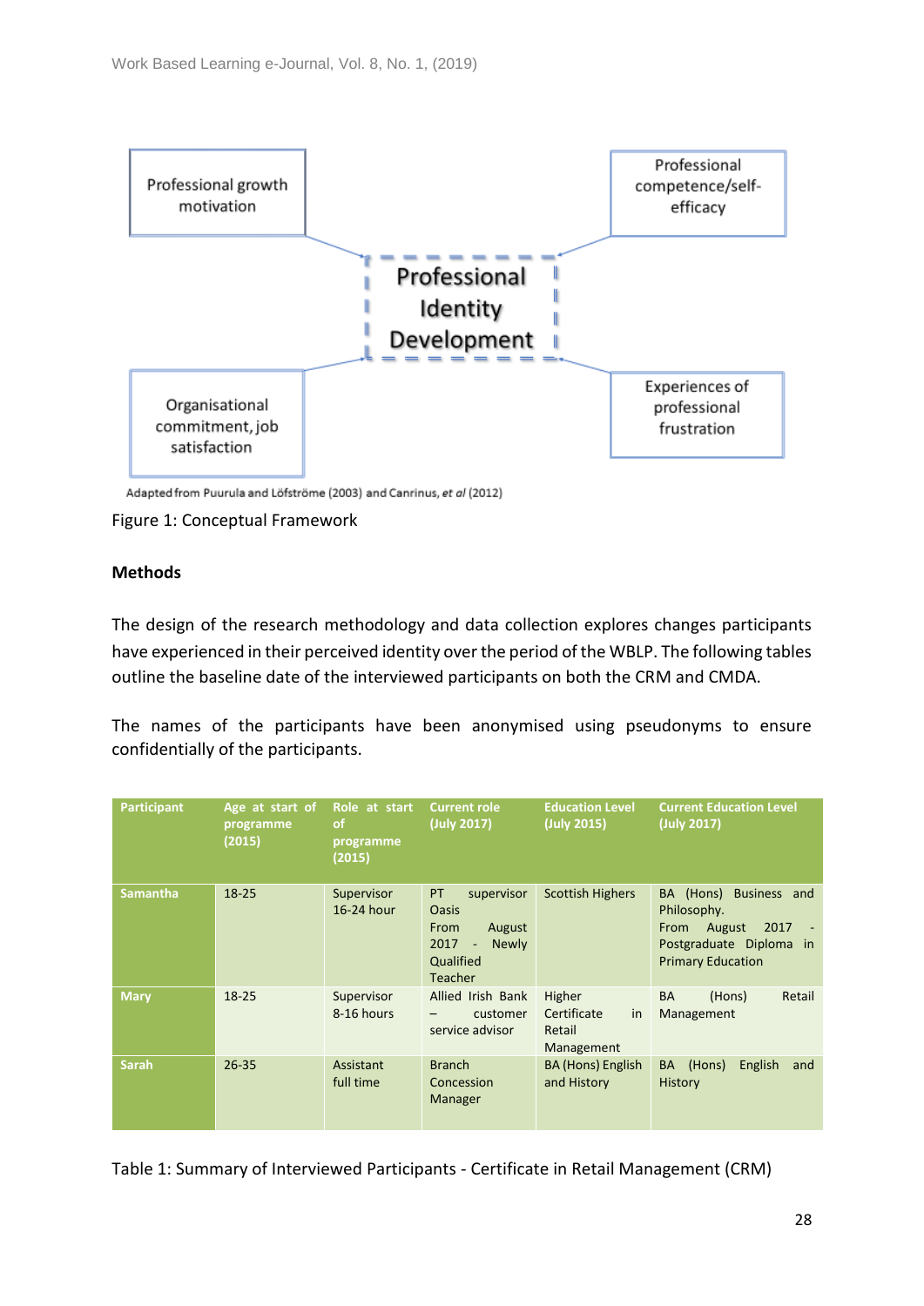Professional growth motivation

Professional competence/self-efficacy

Professional Identity Development

Organisational commitment, job satisfaction

Experiences of professional frustration

Adapted from Puurula and Löfströme (2003) and Canrinus, *et al* (2012)

Figure 1: Conceptual Framework

**Methods**

The design of the research methodology and data collection explores changes participants have experienced in their perceived identity over the period of the WBLP. The following tables outline the baseline date of the interviewed participants on both the CRM and CMDA.

The names of the participants have been anonymised using pseudonyms to ensure confidentially of the participants.

| Participant | Age at start of programme (2015) | Role at start of programme (2015) | Current role (July 2017) | Education Level (July 2015) | Current Education Level (July 2017) |
|---|---|---|---|---|---|
| Samantha | 18-25 | Supervisor 16-24 hour | PT supervisor Oasis From August 2017 - Newly Qualified Teacher | Scottish Highers | BA (Hons) Business and Philosophy. From August 2017 - Postgraduate Diploma in Primary Education |
| Mary | 18-25 | Supervisor 8-16 hours | Allied Irish Bank – customer service advisor | Higher Certificate in Retail Management | BA (Hons) Retail Management |
| Sarah | 26-35 | Assistant full time | Branch Concession Manager | BA (Hons) English and History | BA (Hons) English and History |

Table 1: Summary of Interviewed Participants - Certificate in Retail Management (CRM)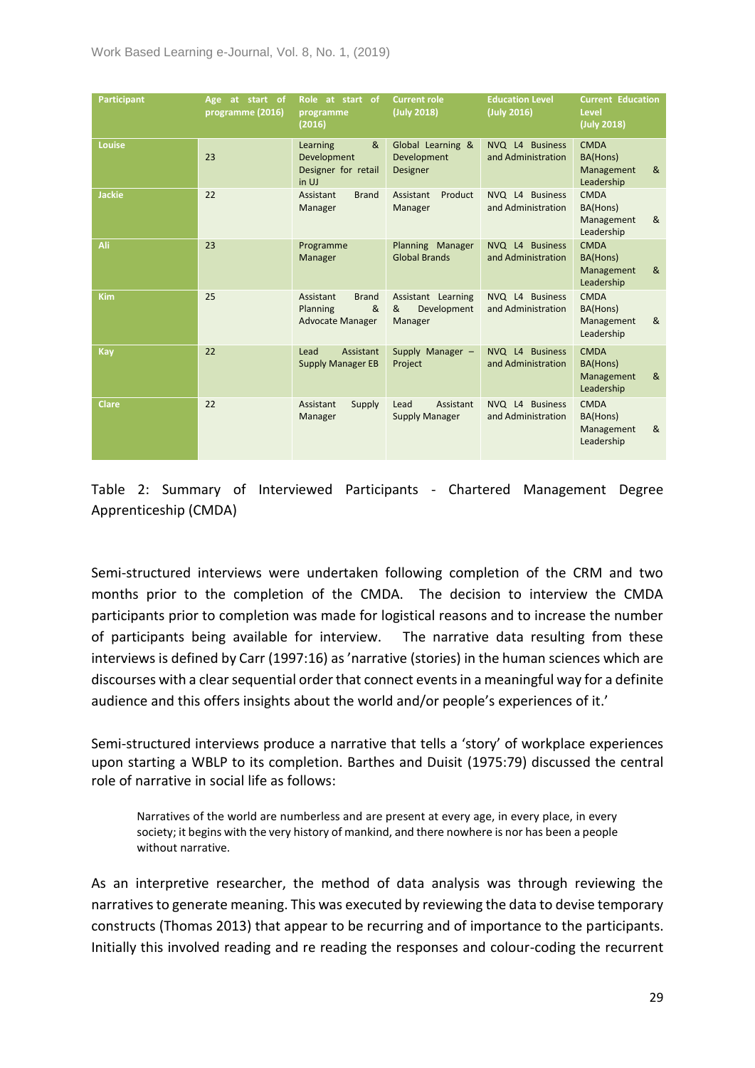| Participant | Age at start of programme (2016) | Role at start of programme (2016) | Current role (July 2018) | Education Level (July 2016) | Current Education Level (July 2018) |
|---|---|---|---|---|---|
| Louise | 23 | Learning & Development Designer for retail in UJ | Global Learning & Development Designer | NVQ L4 Business and Administration | CMDA BA(Hons) Management & Leadership |
| Jackie | 22 | Assistant Brand Manager | Assistant Product Manager | NVQ L4 Business and Administration | CMDA BA(Hons) Management & Leadership |
| Ali | 23 | Programme Manager | Planning Manager Global Brands | NVQ L4 Business and Administration | CMDA BA(Hons) Management & Leadership |
| Kim | 25 | Assistant Brand Planning & Advocate Manager | Assistant Learning & Development Manager | NVQ L4 Business and Administration | CMDA BA(Hons) Management & Leadership |
| Kay | 22 | Lead Assistant Supply Manager EB | Supply Manager – Project | NVQ L4 Business and Administration | CMDA BA(Hons) Management & Leadership |
| Clare | 22 | Assistant Supply Manager | Lead Assistant Supply Manager | NVQ L4 Business and Administration | CMDA BA(Hons) Management & Leadership |

Table 2: Summary of Interviewed Participants - Chartered Management Degree Apprenticeship (CMDA)

Semi-structured interviews were undertaken following completion of the CRM and two months prior to the completion of the CMDA. The decision to interview the CMDA participants prior to completion was made for logistical reasons and to increase the number of participants being available for interview. The narrative data resulting from these interviews is defined by Carr (1997:16) as 'narrative (stories) in the human sciences which are discourses with a clear sequential order that connect events in a meaningful way for a definite audience and this offers insights about the world and/or people's experiences of it.'

Semi-structured interviews produce a narrative that tells a 'story' of workplace experiences upon starting a WBLP to its completion. Barthes and Duisit (1975:79) discussed the central role of narrative in social life as follows:

> Narratives of the world are numberless and are present at every age, in every place, in every society; it begins with the very history of mankind, and there nowhere is nor has been a people without narrative.

As an interpretive researcher, the method of data analysis was through reviewing the narratives to generate meaning. This was executed by reviewing the data to devise temporary constructs (Thomas 2013) that appear to be recurring and of importance to the participants. Initially this involved reading and re reading the responses and colour-coding the recurrent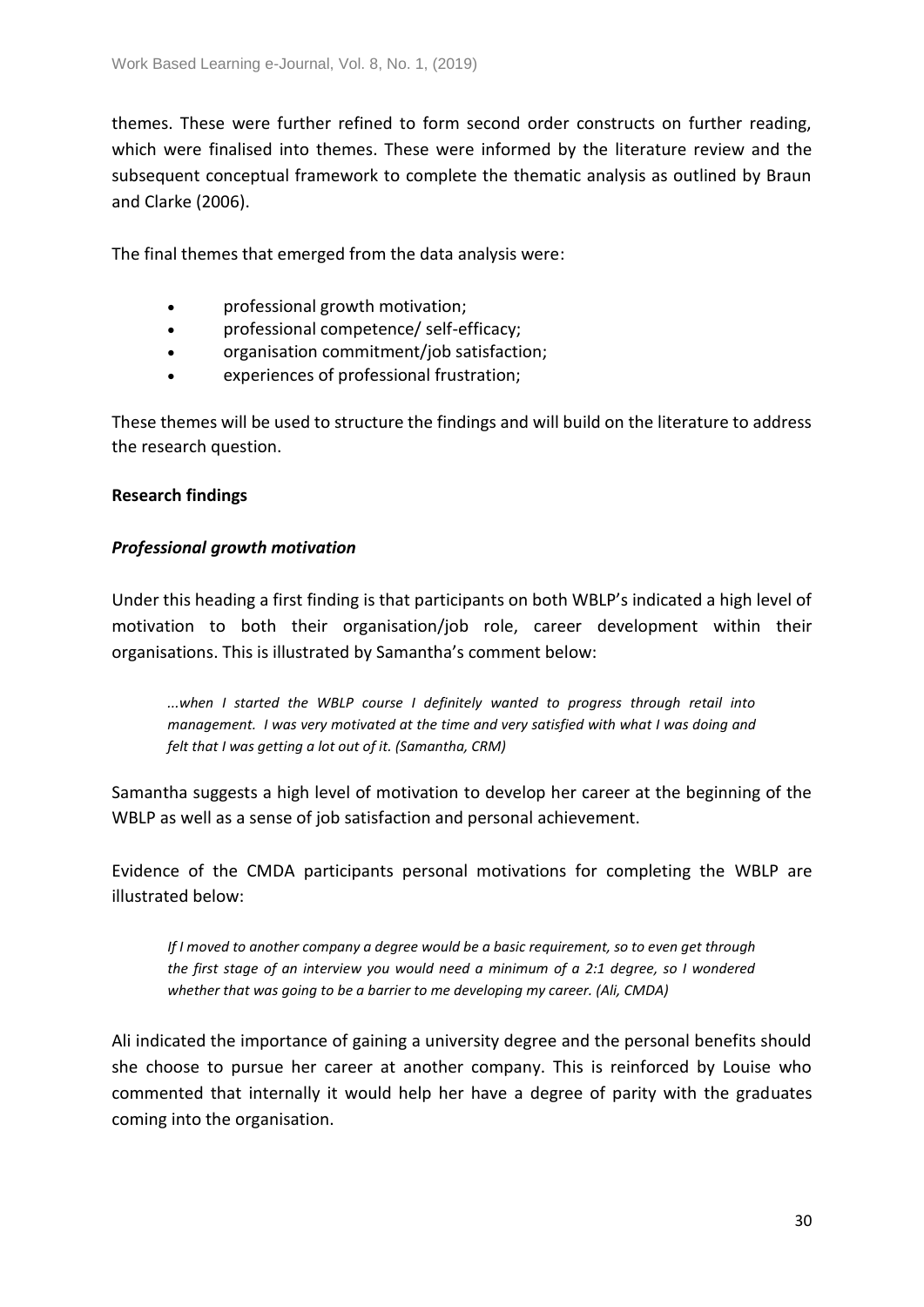themes. These were further refined to form second order constructs on further reading, which were finalised into themes. These were informed by the literature review and the subsequent conceptual framework to complete the thematic analysis as outlined by Braun and Clarke (2006).

The final themes that emerged from the data analysis were:

- professional growth motivation;
- professional competence/ self-efficacy;
- organisation commitment/job satisfaction;
- experiences of professional frustration;

These themes will be used to structure the findings and will build on the literature to address the research question.

**Research findings**

***Professional growth motivation***

Under this heading a first finding is that participants on both WBLP's indicated a high level of motivation to both their organisation/job role, career development within their organisations. This is illustrated by Samantha's comment below:

> *...when I started the WBLP course I definitely wanted to progress through retail into management. I was very motivated at the time and very satisfied with what I was doing and felt that I was getting a lot out of it. (Samantha, CRM)*

Samantha suggests a high level of motivation to develop her career at the beginning of the WBLP as well as a sense of job satisfaction and personal achievement.

Evidence of the CMDA participants personal motivations for completing the WBLP are illustrated below:

> *If I moved to another company a degree would be a basic requirement, so to even get through the first stage of an interview you would need a minimum of a 2:1 degree, so I wondered whether that was going to be a barrier to me developing my career. (Ali, CMDA)*

Ali indicated the importance of gaining a university degree and the personal benefits should she choose to pursue her career at another company. This is reinforced by Louise who commented that internally it would help her have a degree of parity with the graduates coming into the organisation.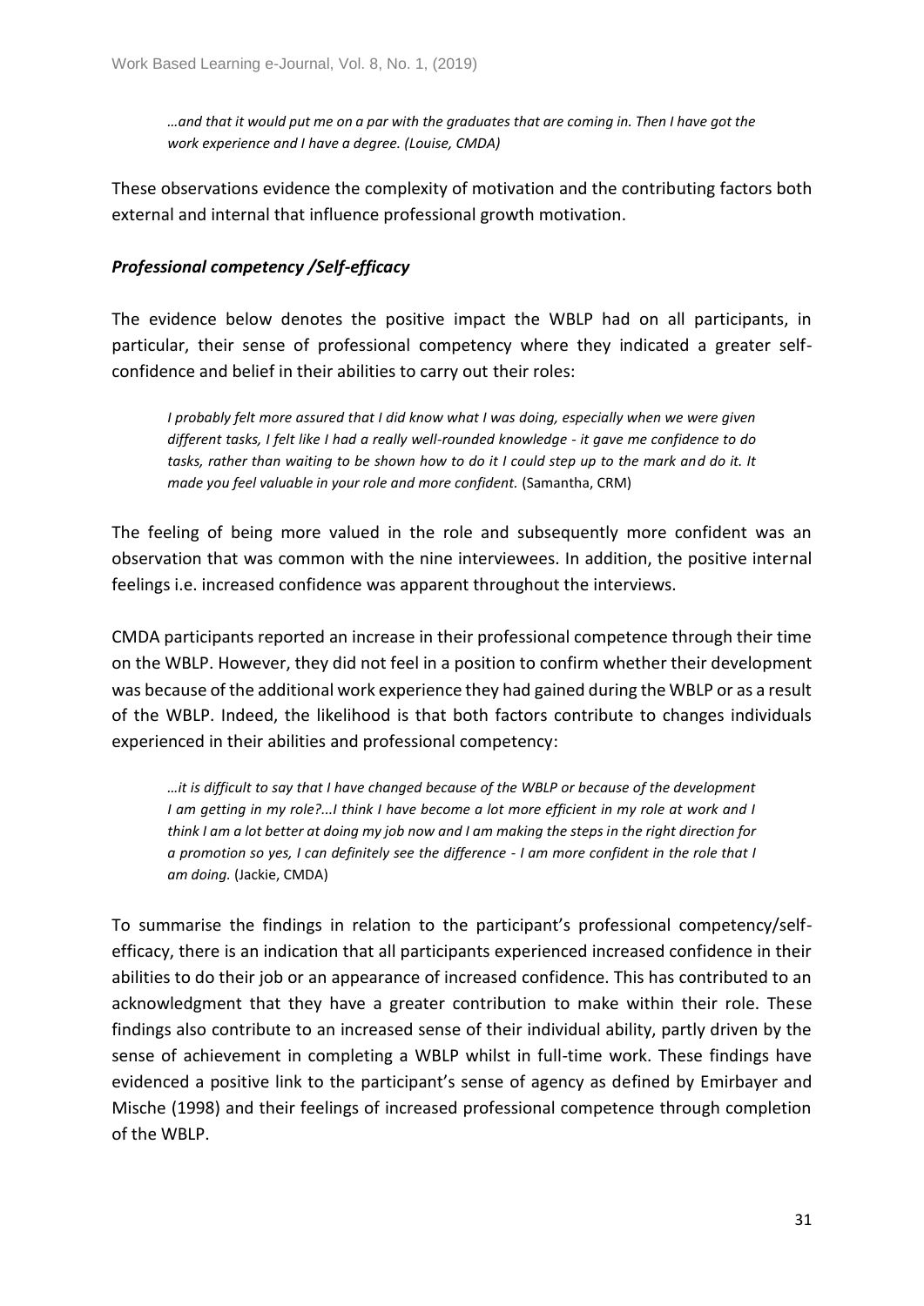*…and that it would put me on a par with the graduates that are coming in. Then I have got the work experience and I have a degree. (Louise, CMDA)*

These observations evidence the complexity of motivation and the contributing factors both external and internal that influence professional growth motivation.

### *Professional competency /Self-efficacy*

The evidence below denotes the positive impact the WBLP had on all participants, in particular, their sense of professional competency where they indicated a greater self-confidence and belief in their abilities to carry out their roles:

> *I probably felt more assured that I did know what I was doing, especially when we were given different tasks, I felt like I had a really well-rounded knowledge - it gave me confidence to do tasks, rather than waiting to be shown how to do it I could step up to the mark and do it. It made you feel valuable in your role and more confident.* (Samantha, CRM)

The feeling of being more valued in the role and subsequently more confident was an observation that was common with the nine interviewees. In addition, the positive internal feelings i.e. increased confidence was apparent throughout the interviews.

CMDA participants reported an increase in their professional competence through their time on the WBLP. However, they did not feel in a position to confirm whether their development was because of the additional work experience they had gained during the WBLP or as a result of the WBLP. Indeed, the likelihood is that both factors contribute to changes individuals experienced in their abilities and professional competency:

> *…it is difficult to say that I have changed because of the WBLP or because of the development I am getting in my role?...I think I have become a lot more efficient in my role at work and I think I am a lot better at doing my job now and I am making the steps in the right direction for a promotion so yes, I can definitely see the difference - I am more confident in the role that I am doing.* (Jackie, CMDA)

To summarise the findings in relation to the participant's professional competency/self-efficacy, there is an indication that all participants experienced increased confidence in their abilities to do their job or an appearance of increased confidence. This has contributed to an acknowledgment that they have a greater contribution to make within their role. These findings also contribute to an increased sense of their individual ability, partly driven by the sense of achievement in completing a WBLP whilst in full-time work. These findings have evidenced a positive link to the participant's sense of agency as defined by Emirbayer and Mische (1998) and their feelings of increased professional competence through completion of the WBLP.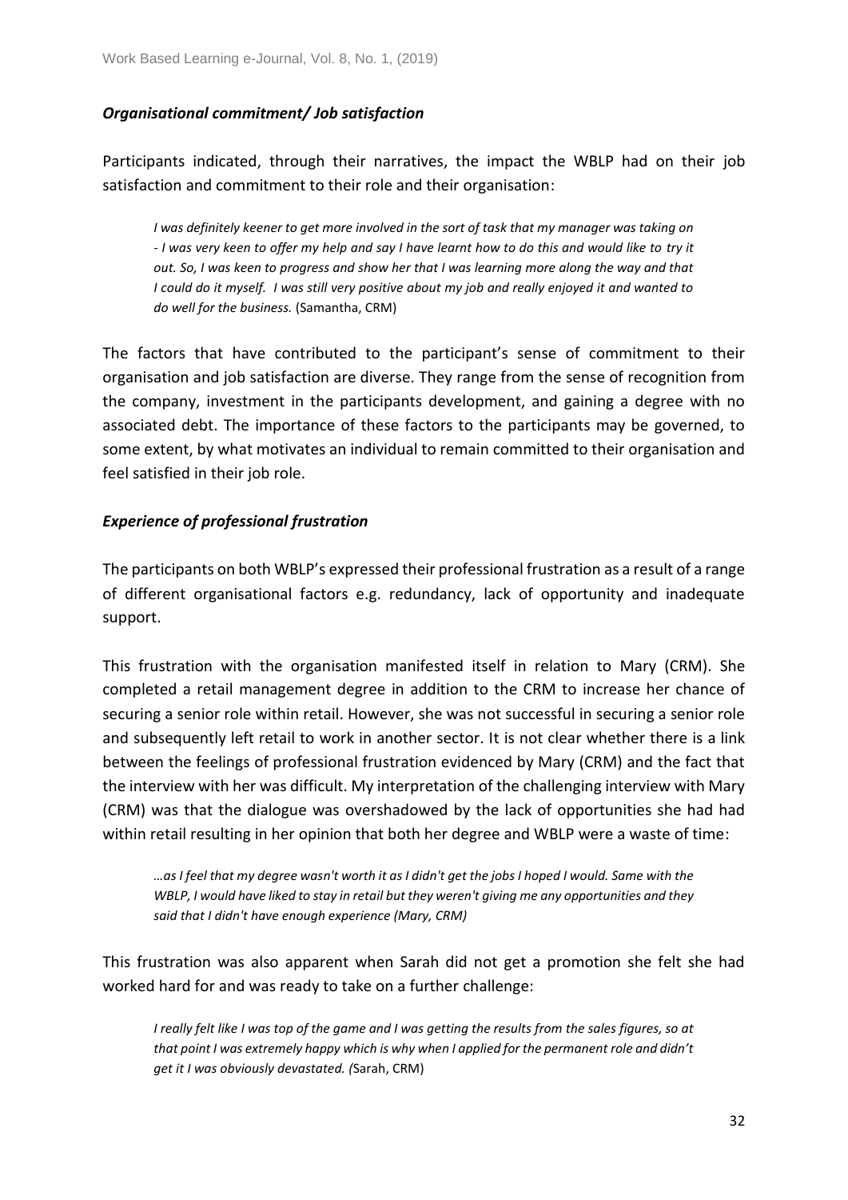### *Organisational commitment/ Job satisfaction*

Participants indicated, through their narratives, the impact the WBLP had on their job satisfaction and commitment to their role and their organisation:

> *I was definitely keener to get more involved in the sort of task that my manager was taking on - I was very keen to offer my help and say I have learnt how to do this and would like to try it out. So, I was keen to progress and show her that I was learning more along the way and that I could do it myself. I was still very positive about my job and really enjoyed it and wanted to do well for the business.* (Samantha, CRM)

The factors that have contributed to the participant's sense of commitment to their organisation and job satisfaction are diverse. They range from the sense of recognition from the company, investment in the participants development, and gaining a degree with no associated debt. The importance of these factors to the participants may be governed, to some extent, by what motivates an individual to remain committed to their organisation and feel satisfied in their job role.

### *Experience of professional frustration*

The participants on both WBLP's expressed their professional frustration as a result of a range of different organisational factors e.g. redundancy, lack of opportunity and inadequate support.

This frustration with the organisation manifested itself in relation to Mary (CRM). She completed a retail management degree in addition to the CRM to increase her chance of securing a senior role within retail. However, she was not successful in securing a senior role and subsequently left retail to work in another sector. It is not clear whether there is a link between the feelings of professional frustration evidenced by Mary (CRM) and the fact that the interview with her was difficult. My interpretation of the challenging interview with Mary (CRM) was that the dialogue was overshadowed by the lack of opportunities she had had within retail resulting in her opinion that both her degree and WBLP were a waste of time:

> *…as I feel that my degree wasn't worth it as I didn't get the jobs I hoped I would. Same with the WBLP, I would have liked to stay in retail but they weren't giving me any opportunities and they said that I didn't have enough experience (Mary, CRM)*

This frustration was also apparent when Sarah did not get a promotion she felt she had worked hard for and was ready to take on a further challenge:

> *I really felt like I was top of the game and I was getting the results from the sales figures, so at that point I was extremely happy which is why when I applied for the permanent role and didn't get it I was obviously devastated. (*Sarah, CRM)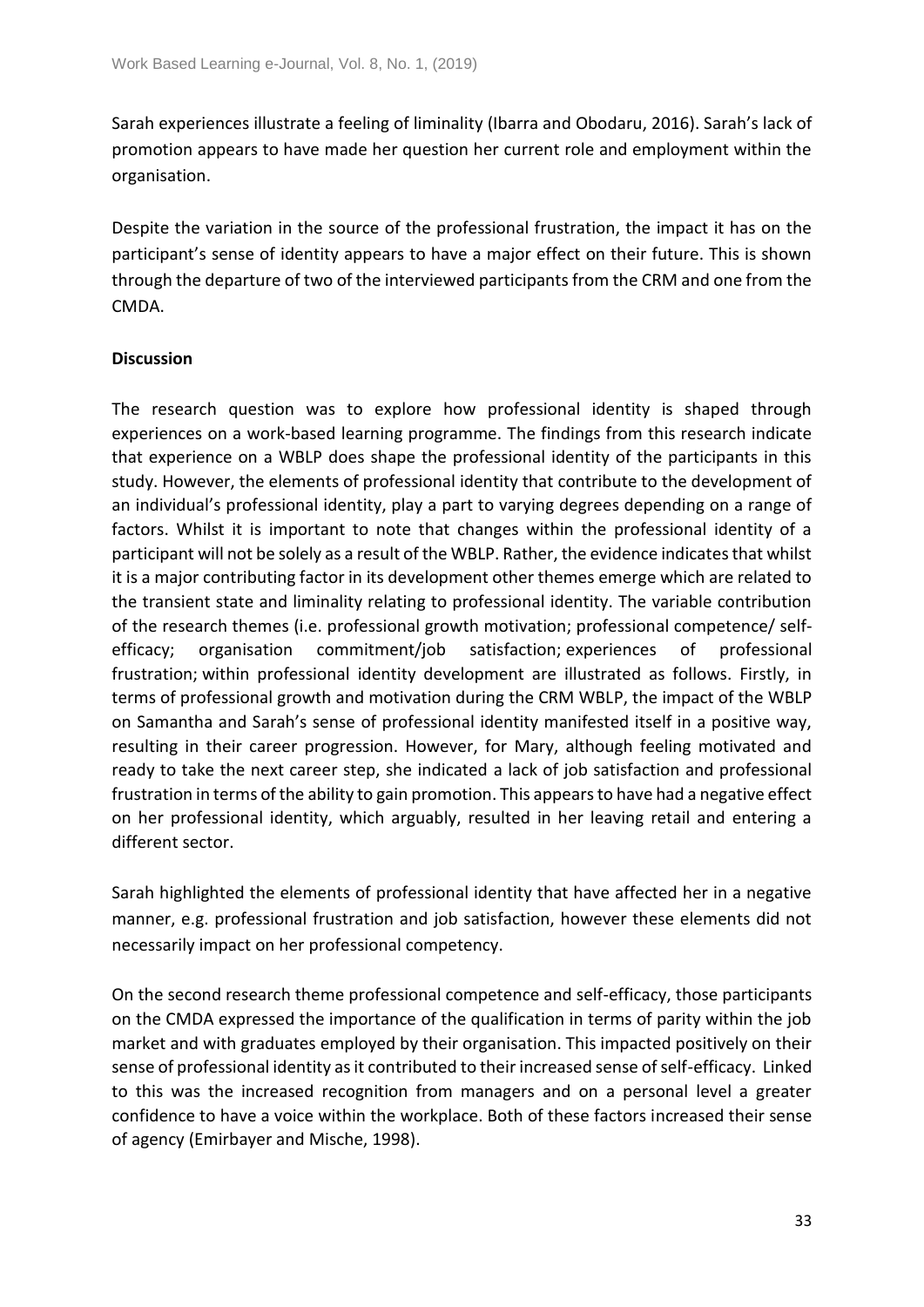Sarah experiences illustrate a feeling of liminality (Ibarra and Obodaru, 2016). Sarah's lack of promotion appears to have made her question her current role and employment within the organisation.

Despite the variation in the source of the professional frustration, the impact it has on the participant's sense of identity appears to have a major effect on their future. This is shown through the departure of two of the interviewed participants from the CRM and one from the CMDA.

**Discussion**

The research question was to explore how professional identity is shaped through experiences on a work-based learning programme. The findings from this research indicate that experience on a WBLP does shape the professional identity of the participants in this study. However, the elements of professional identity that contribute to the development of an individual's professional identity, play a part to varying degrees depending on a range of factors. Whilst it is important to note that changes within the professional identity of a participant will not be solely as a result of the WBLP. Rather, the evidence indicates that whilst it is a major contributing factor in its development other themes emerge which are related to the transient state and liminality relating to professional identity. The variable contribution of the research themes (i.e. professional growth motivation; professional competence/ self-efficacy; organisation commitment/job satisfaction; experiences of professional frustration; within professional identity development are illustrated as follows. Firstly, in terms of professional growth and motivation during the CRM WBLP, the impact of the WBLP on Samantha and Sarah's sense of professional identity manifested itself in a positive way, resulting in their career progression. However, for Mary, although feeling motivated and ready to take the next career step, she indicated a lack of job satisfaction and professional frustration in terms of the ability to gain promotion. This appears to have had a negative effect on her professional identity, which arguably, resulted in her leaving retail and entering a different sector.

Sarah highlighted the elements of professional identity that have affected her in a negative manner, e.g. professional frustration and job satisfaction, however these elements did not necessarily impact on her professional competency.

On the second research theme professional competence and self-efficacy, those participants on the CMDA expressed the importance of the qualification in terms of parity within the job market and with graduates employed by their organisation. This impacted positively on their sense of professional identity as it contributed to their increased sense of self-efficacy. Linked to this was the increased recognition from managers and on a personal level a greater confidence to have a voice within the workplace. Both of these factors increased their sense of agency (Emirbayer and Mische, 1998).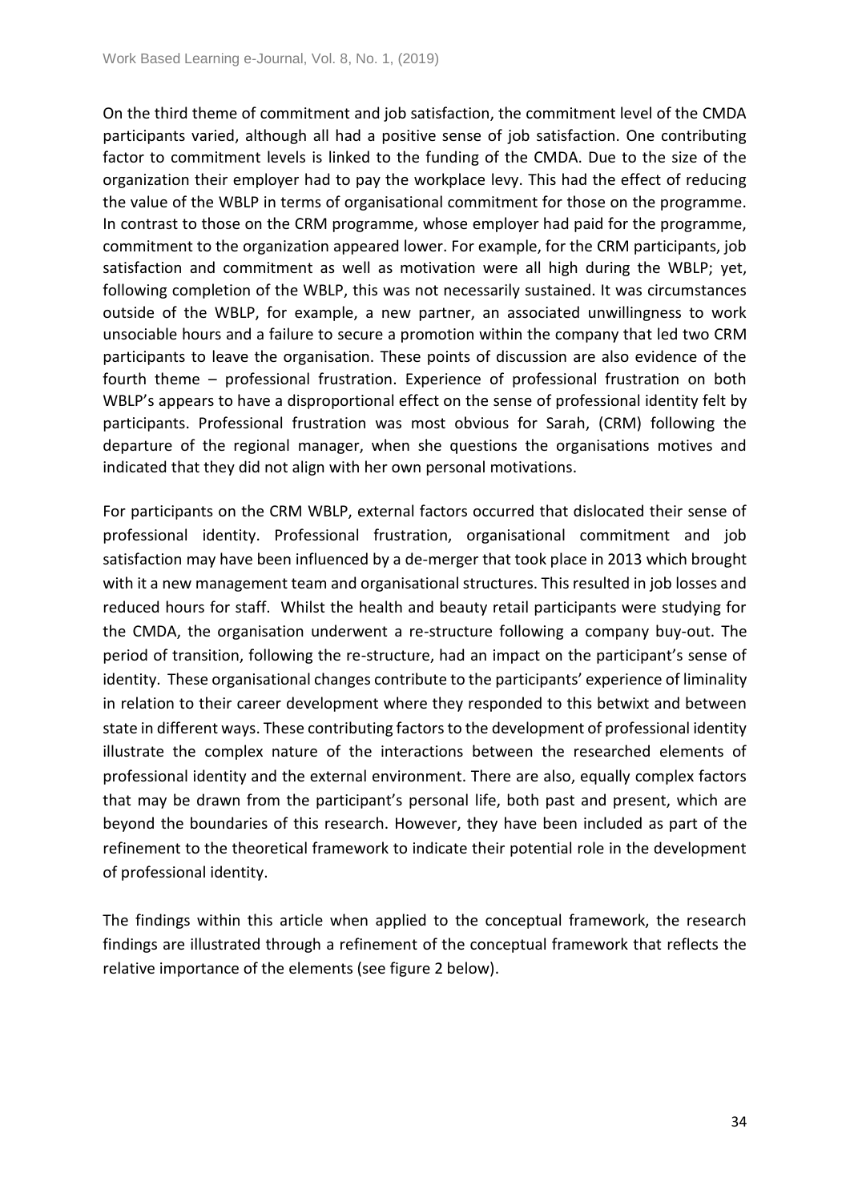On the third theme of commitment and job satisfaction, the commitment level of the CMDA participants varied, although all had a positive sense of job satisfaction. One contributing factor to commitment levels is linked to the funding of the CMDA. Due to the size of the organization their employer had to pay the workplace levy. This had the effect of reducing the value of the WBLP in terms of organisational commitment for those on the programme. In contrast to those on the CRM programme, whose employer had paid for the programme, commitment to the organization appeared lower. For example, for the CRM participants, job satisfaction and commitment as well as motivation were all high during the WBLP; yet, following completion of the WBLP, this was not necessarily sustained. It was circumstances outside of the WBLP, for example, a new partner, an associated unwillingness to work unsociable hours and a failure to secure a promotion within the company that led two CRM participants to leave the organisation. These points of discussion are also evidence of the fourth theme – professional frustration. Experience of professional frustration on both WBLP's appears to have a disproportional effect on the sense of professional identity felt by participants. Professional frustration was most obvious for Sarah, (CRM) following the departure of the regional manager, when she questions the organisations motives and indicated that they did not align with her own personal motivations.

For participants on the CRM WBLP, external factors occurred that dislocated their sense of professional identity. Professional frustration, organisational commitment and job satisfaction may have been influenced by a de-merger that took place in 2013 which brought with it a new management team and organisational structures. This resulted in job losses and reduced hours for staff. Whilst the health and beauty retail participants were studying for the CMDA, the organisation underwent a re-structure following a company buy-out. The period of transition, following the re-structure, had an impact on the participant's sense of identity. These organisational changes contribute to the participants' experience of liminality in relation to their career development where they responded to this betwixt and between state in different ways. These contributing factors to the development of professional identity illustrate the complex nature of the interactions between the researched elements of professional identity and the external environment. There are also, equally complex factors that may be drawn from the participant's personal life, both past and present, which are beyond the boundaries of this research. However, they have been included as part of the refinement to the theoretical framework to indicate their potential role in the development of professional identity.

The findings within this article when applied to the conceptual framework, the research findings are illustrated through a refinement of the conceptual framework that reflects the relative importance of the elements (see figure 2 below).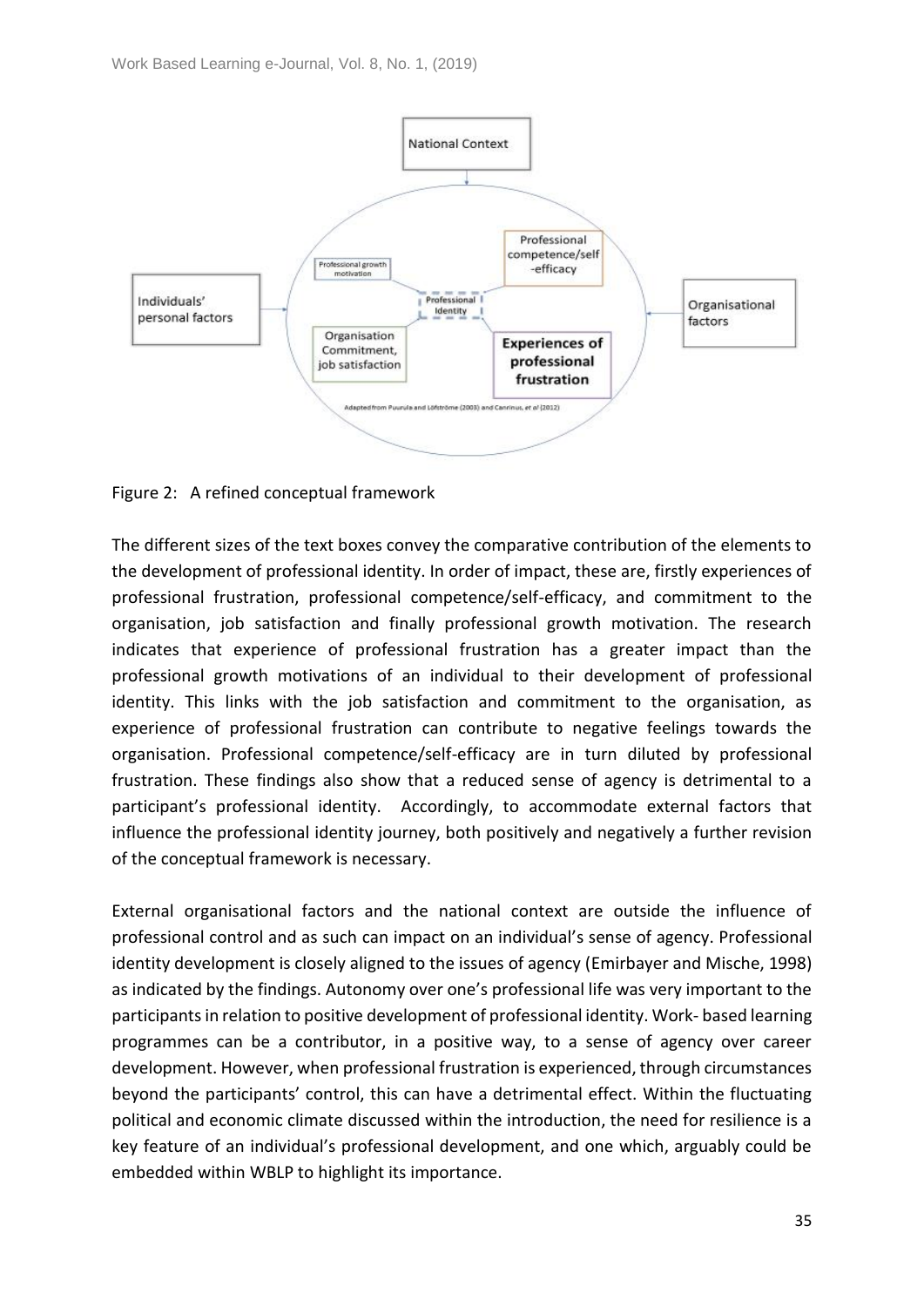Figure 2: A refined conceptual framework

The different sizes of the text boxes convey the comparative contribution of the elements to the development of professional identity. In order of impact, these are, firstly experiences of professional frustration, professional competence/self-efficacy, and commitment to the organisation, job satisfaction and finally professional growth motivation. The research indicates that experience of professional frustration has a greater impact than the professional growth motivations of an individual to their development of professional identity. This links with the job satisfaction and commitment to the organisation, as experience of professional frustration can contribute to negative feelings towards the organisation. Professional competence/self-efficacy are in turn diluted by professional frustration. These findings also show that a reduced sense of agency is detrimental to a participant's professional identity. Accordingly, to accommodate external factors that influence the professional identity journey, both positively and negatively a further revision of the conceptual framework is necessary.

External organisational factors and the national context are outside the influence of professional control and as such can impact on an individual's sense of agency. Professional identity development is closely aligned to the issues of agency (Emirbayer and Mische, 1998) as indicated by the findings. Autonomy over one's professional life was very important to the participants in relation to positive development of professional identity. Work- based learning programmes can be a contributor, in a positive way, to a sense of agency over career development. However, when professional frustration is experienced, through circumstances beyond the participants' control, this can have a detrimental effect. Within the fluctuating political and economic climate discussed within the introduction, the need for resilience is a key feature of an individual's professional development, and one which, arguably could be embedded within WBLP to highlight its importance.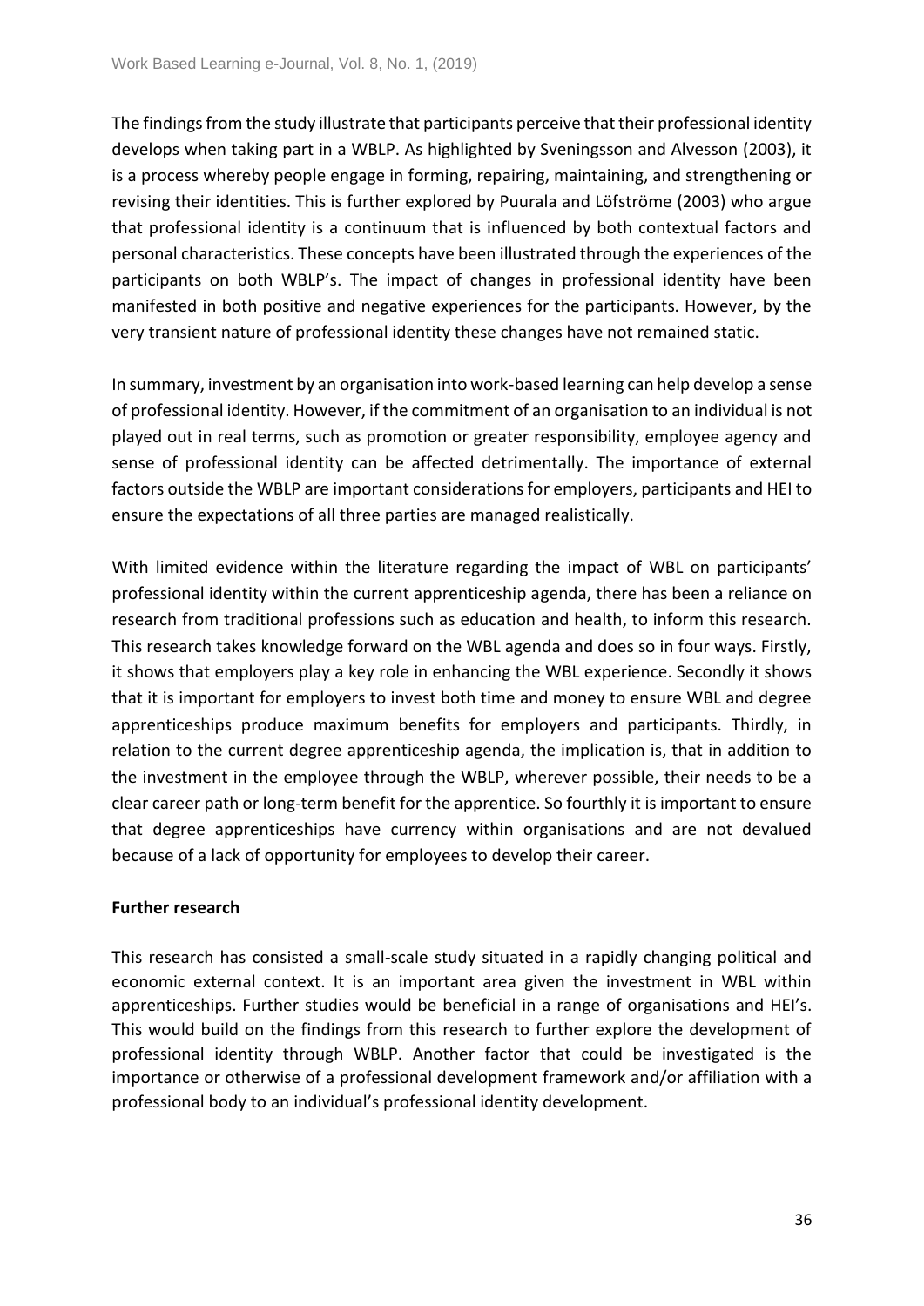The findings from the study illustrate that participants perceive that their professional identity develops when taking part in a WBLP. As highlighted by Sveningsson and Alvesson (2003), it is a process whereby people engage in forming, repairing, maintaining, and strengthening or revising their identities. This is further explored by Puurala and Löfströme (2003) who argue that professional identity is a continuum that is influenced by both contextual factors and personal characteristics. These concepts have been illustrated through the experiences of the participants on both WBLP's. The impact of changes in professional identity have been manifested in both positive and negative experiences for the participants. However, by the very transient nature of professional identity these changes have not remained static.

In summary, investment by an organisation into work-based learning can help develop a sense of professional identity. However, if the commitment of an organisation to an individual is not played out in real terms, such as promotion or greater responsibility, employee agency and sense of professional identity can be affected detrimentally. The importance of external factors outside the WBLP are important considerations for employers, participants and HEI to ensure the expectations of all three parties are managed realistically.

With limited evidence within the literature regarding the impact of WBL on participants' professional identity within the current apprenticeship agenda, there has been a reliance on research from traditional professions such as education and health, to inform this research. This research takes knowledge forward on the WBL agenda and does so in four ways. Firstly, it shows that employers play a key role in enhancing the WBL experience. Secondly it shows that it is important for employers to invest both time and money to ensure WBL and degree apprenticeships produce maximum benefits for employers and participants. Thirdly, in relation to the current degree apprenticeship agenda, the implication is, that in addition to the investment in the employee through the WBLP, wherever possible, their needs to be a clear career path or long-term benefit for the apprentice. So fourthly it is important to ensure that degree apprenticeships have currency within organisations and are not devalued because of a lack of opportunity for employees to develop their career.

**Further research**

This research has consisted a small-scale study situated in a rapidly changing political and economic external context. It is an important area given the investment in WBL within apprenticeships. Further studies would be beneficial in a range of organisations and HEI's. This would build on the findings from this research to further explore the development of professional identity through WBLP. Another factor that could be investigated is the importance or otherwise of a professional development framework and/or affiliation with a professional body to an individual's professional identity development.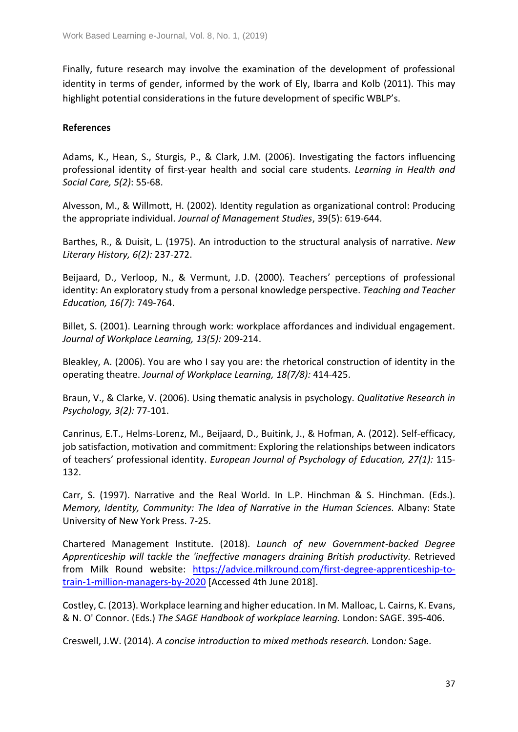Finally, future research may involve the examination of the development of professional identity in terms of gender, informed by the work of Ely, Ibarra and Kolb (2011). This may highlight potential considerations in the future development of specific WBLP's.

**References**

Adams, K., Hean, S., Sturgis, P., & Clark, J.M. (2006). Investigating the factors influencing professional identity of first-year health and social care students. *Learning in Health and Social Care, 5(2)*: 55-68.

Alvesson, M., & Willmott, H. (2002). Identity regulation as organizational control: Producing the appropriate individual. *Journal of Management Studies*, 39(5): 619-644.

Barthes, R., & Duisit, L. (1975). An introduction to the structural analysis of narrative. *New Literary History, 6(2):* 237-272.

Beijaard, D., Verloop, N., & Vermunt, J.D. (2000). Teachers' perceptions of professional identity: An exploratory study from a personal knowledge perspective. *Teaching and Teacher Education, 16(7):* 749-764.

Billet, S. (2001). Learning through work: workplace affordances and individual engagement. *Journal of Workplace Learning, 13(5):* 209-214.

Bleakley, A. (2006). You are who I say you are: the rhetorical construction of identity in the operating theatre. *Journal of Workplace Learning, 18(7/8):* 414-425.

Braun, V., & Clarke, V. (2006). Using thematic analysis in psychology. *Qualitative Research in Psychology, 3(2):* 77-101.

Canrinus, E.T., Helms-Lorenz, M., Beijaard, D., Buitink, J., & Hofman, A. (2012). Self-efficacy, job satisfaction, motivation and commitment: Exploring the relationships between indicators of teachers' professional identity. *European Journal of Psychology of Education, 27(1):* 115-132.

Carr, S. (1997). Narrative and the Real World. In L.P. Hinchman & S. Hinchman. (Eds.). *Memory, Identity, Community: The Idea of Narrative in the Human Sciences.* Albany: State University of New York Press. 7-25.

Chartered Management Institute. (2018). *Launch of new Government-backed Degree Apprenticeship will tackle the 'ineffective managers draining British productivity.* Retrieved from Milk Round website: [https://advice.milkround.com/first-degree-apprenticeship-to-train-1-million-managers-by-2020](https://advice.milkround.com/first-degree-apprenticeship-to-train-1-million-managers-by-2020) [Accessed 4th June 2018].

Costley, C. (2013). Workplace learning and higher education. In M. Malloac, L. Cairns, K. Evans, & N. O' Connor. (Eds.) *The SAGE Handbook of workplace learning.* London: SAGE. 395-406.

Creswell, J.W. (2014). *A concise introduction to mixed methods research.* London*:* Sage.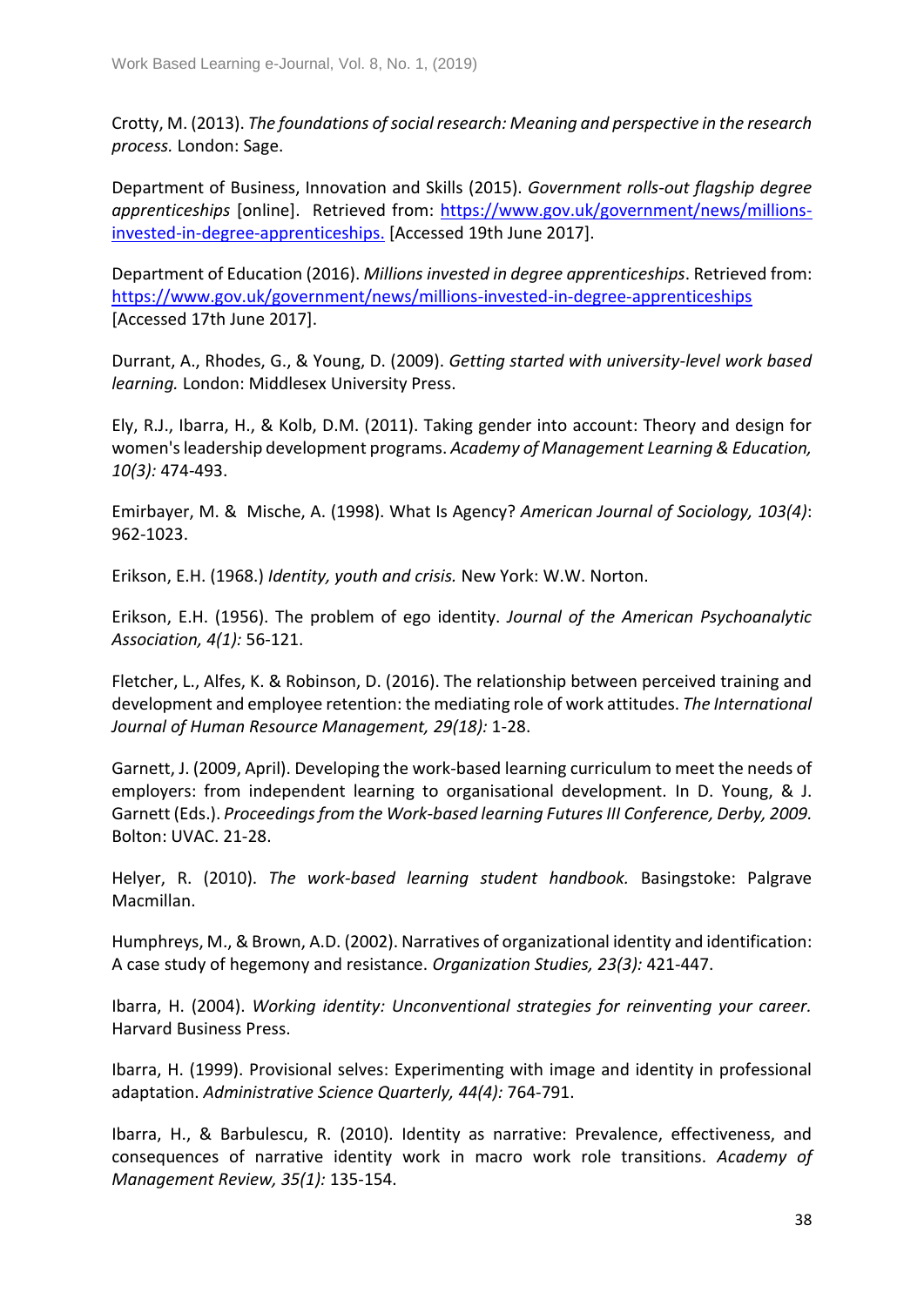Crotty, M. (2013). *The foundations of social research: Meaning and perspective in the research process.* London: Sage.

Department of Business, Innovation and Skills (2015). *Government rolls-out flagship degree apprenticeships* [online]. Retrieved from: [https://www.gov.uk/government/news/millions-invested-in-degree-apprenticeships.](https://www.gov.uk/government/news/millions-invested-in-degree-apprenticeships) [Accessed 19th June 2017].

Department of Education (2016). *Millions invested in degree apprenticeships*. Retrieved from: [https://www.gov.uk/government/news/millions-invested-in-degree-apprenticeships](https://www.gov.uk/government/news/millions-invested-in-degree-apprenticeships) [Accessed 17th June 2017].

Durrant, A., Rhodes, G., & Young, D. (2009). *Getting started with university-level work based learning.* London: Middlesex University Press.

Ely, R.J., Ibarra, H., & Kolb, D.M. (2011). Taking gender into account: Theory and design for women's leadership development programs. *Academy of Management Learning & Education, 10(3):* 474-493.

Emirbayer, M. & Mische, A. (1998). What Is Agency? *American Journal of Sociology, 103(4)*: 962-1023.

Erikson, E.H. (1968.) *Identity, youth and crisis.* New York: W.W. Norton.

Erikson, E.H. (1956). The problem of ego identity. *Journal of the American Psychoanalytic Association, 4(1):* 56-121.

Fletcher, L., Alfes, K. & Robinson, D. (2016). The relationship between perceived training and development and employee retention: the mediating role of work attitudes. *The International Journal of Human Resource Management, 29(18):* 1-28.

Garnett, J. (2009, April). Developing the work-based learning curriculum to meet the needs of employers: from independent learning to organisational development. In D. Young, & J. Garnett (Eds.). *Proceedings from the Work-based learning Futures III Conference, Derby, 2009.* Bolton: UVAC. 21-28.

Helyer, R. (2010). *The work-based learning student handbook.* Basingstoke: Palgrave Macmillan.

Humphreys, M., & Brown, A.D. (2002). Narratives of organizational identity and identification: A case study of hegemony and resistance. *Organization Studies, 23(3):* 421-447.

Ibarra, H. (2004). *Working identity: Unconventional strategies for reinventing your career.* Harvard Business Press.

Ibarra, H. (1999). Provisional selves: Experimenting with image and identity in professional adaptation. *Administrative Science Quarterly, 44(4):* 764-791.

Ibarra, H., & Barbulescu, R. (2010). Identity as narrative: Prevalence, effectiveness, and consequences of narrative identity work in macro work role transitions. *Academy of Management Review, 35(1):* 135-154.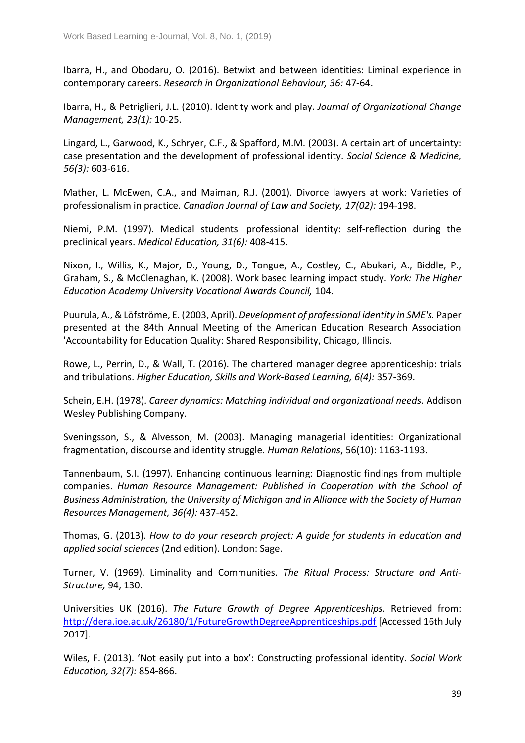Ibarra, H., and Obodaru, O. (2016). Betwixt and between identities: Liminal experience in contemporary careers. *Research in Organizational Behaviour, 36:* 47-64.

Ibarra, H., & Petriglieri, J.L. (2010). Identity work and play. *Journal of Organizational Change Management, 23(1):* 10-25.

Lingard, L., Garwood, K., Schryer, C.F., & Spafford, M.M. (2003). A certain art of uncertainty: case presentation and the development of professional identity. *Social Science & Medicine, 56(3):* 603-616.

Mather, L. McEwen, C.A., and Maiman, R.J. (2001). Divorce lawyers at work: Varieties of professionalism in practice. *Canadian Journal of Law and Society, 17(02):* 194-198.

Niemi, P.M. (1997). Medical students' professional identity: self-reflection during the preclinical years. *Medical Education, 31(6):* 408-415.

Nixon, I., Willis, K., Major, D., Young, D., Tongue, A., Costley, C., Abukari, A., Biddle, P., Graham, S., & McClenaghan, K. (2008). Work based learning impact study. *York: The Higher Education Academy University Vocational Awards Council,* 104.

Puurula, A., & Löfströme, E. (2003, April). *Development of professional identity in SME's.* Paper presented at the 84th Annual Meeting of the American Education Research Association 'Accountability for Education Quality: Shared Responsibility, Chicago, Illinois.

Rowe, L., Perrin, D., & Wall, T. (2016). The chartered manager degree apprenticeship: trials and tribulations. *Higher Education, Skills and Work-Based Learning, 6(4):* 357-369.

Schein, E.H. (1978). *Career dynamics: Matching individual and organizational needs.* Addison Wesley Publishing Company.

Sveningsson, S., & Alvesson, M. (2003). Managing managerial identities: Organizational fragmentation, discourse and identity struggle. *Human Relations*, 56(10): 1163-1193.

Tannenbaum, S.I. (1997). Enhancing continuous learning: Diagnostic findings from multiple companies. *Human Resource Management: Published in Cooperation with the School of Business Administration, the University of Michigan and in Alliance with the Society of Human Resources Management, 36(4):* 437-452.

Thomas, G. (2013). *How to do your research project: A guide for students in education and applied social sciences* (2nd edition). London: Sage.

Turner, V. (1969). Liminality and Communities. *The Ritual Process: Structure and Anti-Structure,* 94, 130.

Universities UK (2016). *The Future Growth of Degree Apprenticeships.* Retrieved from: http://dera.ioe.ac.uk/26180/1/FutureGrowthDegreeApprenticeships.pdf [Accessed 16th July 2017].

Wiles, F. (2013). 'Not easily put into a box': Constructing professional identity. *Social Work Education, 32(7):* 854-866.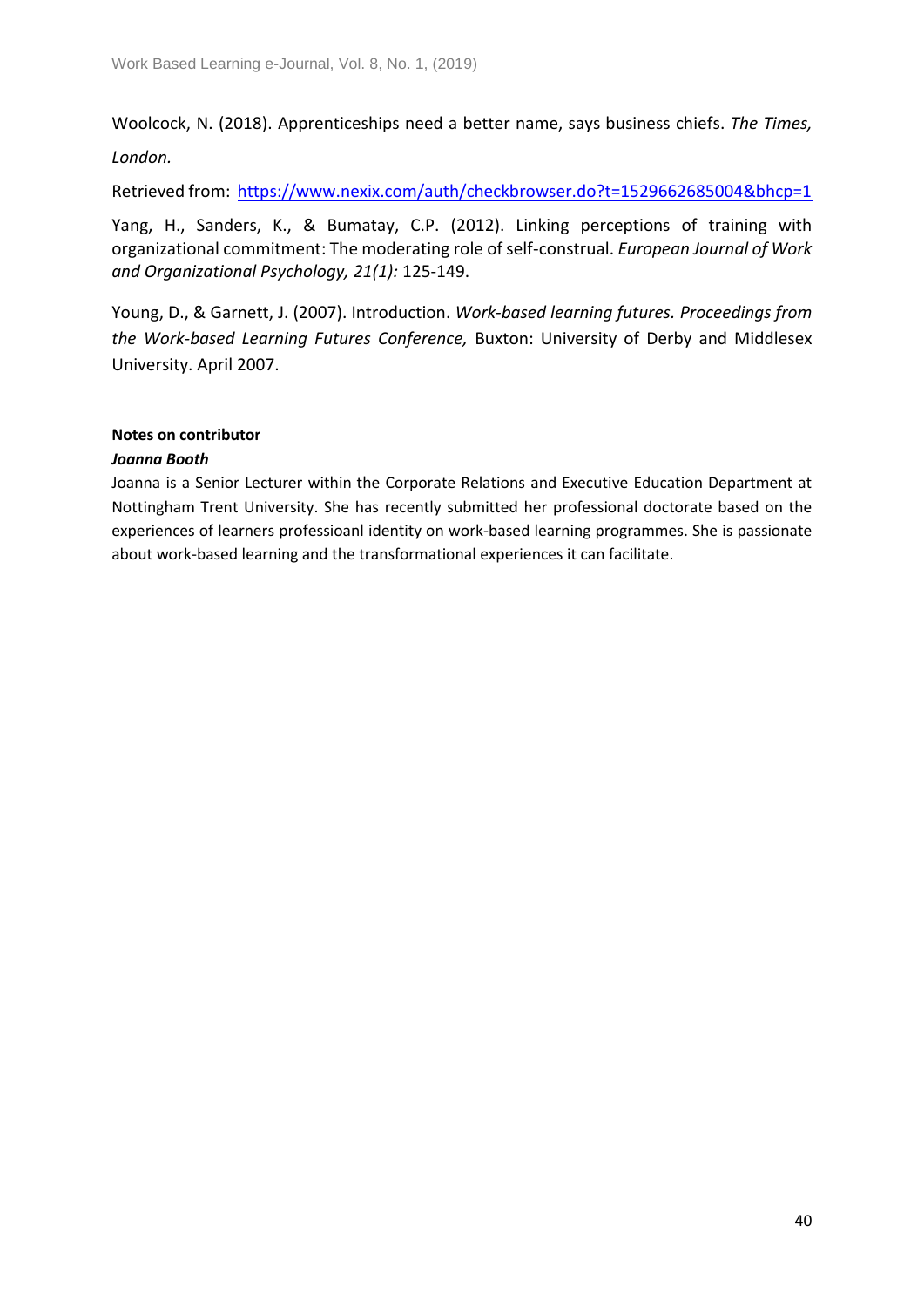Woolcock, N. (2018). Apprenticeships need a better name, says business chiefs. *The Times, London.*

Retrieved from: https://www.nexix.com/auth/checkbrowser.do?t=1529662685004&bhcp=1

Yang, H., Sanders, K., & Bumatay, C.P. (2012). Linking perceptions of training with organizational commitment: The moderating role of self-construal. *European Journal of Work and Organizational Psychology, 21(1):* 125-149.

Young, D., & Garnett, J. (2007). Introduction. *Work-based learning futures. Proceedings from the Work-based Learning Futures Conference,* Buxton: University of Derby and Middlesex University. April 2007.

**Notes on contributor**

***Joanna Booth***

Joanna is a Senior Lecturer within the Corporate Relations and Executive Education Department at Nottingham Trent University. She has recently submitted her professional doctorate based on the experiences of learners professioanl identity on work-based learning programmes. She is passionate about work-based learning and the transformational experiences it can facilitate.